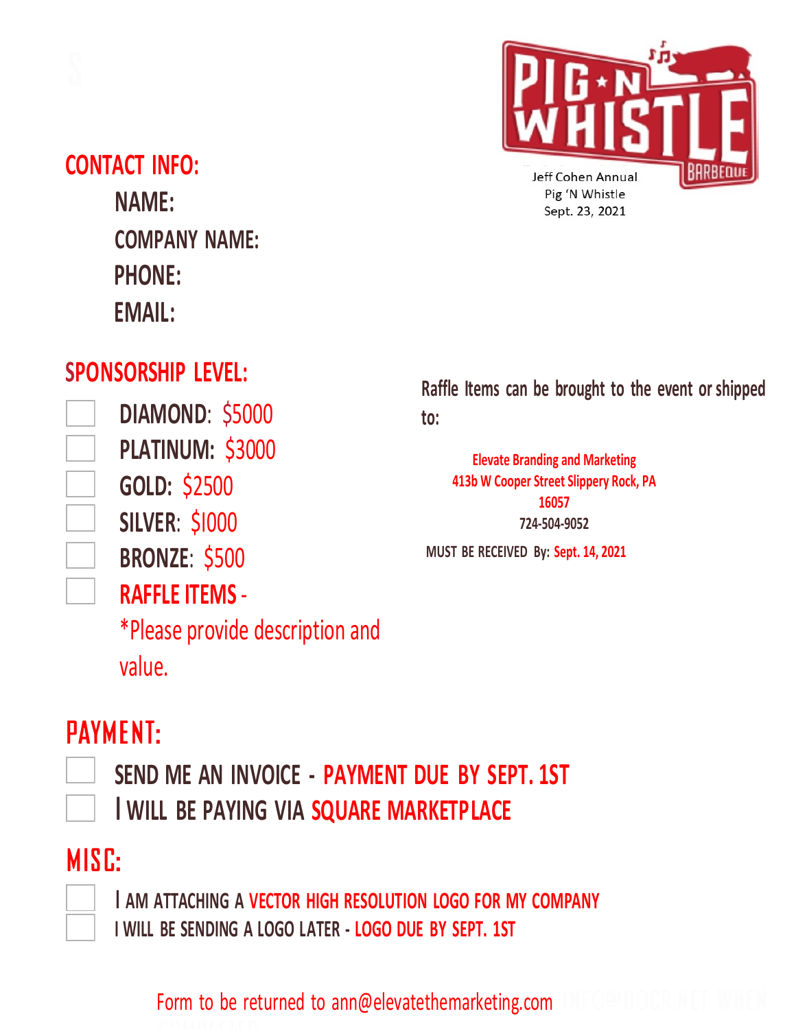PIG ★ N WHISTLE BARBEQUE

Jeff Cohen Annual
Pig 'N Whistle
Sept. 23, 2021

## CONTACT INFO:

NAME:

COMPANY NAME:

PHONE:

EMAIL:

## SPONSORSHIP LEVEL:

- ☐ DIAMOND: $5000
- ☐ PLATINUM: $3000
- ☐ GOLD: $2500
- ☐ SILVER: $1000
- ☐ BRONZE: $500
- ☐ RAFFLE ITEMS -
  *Please provide description and value.

Raffle Items can be brought to the event or shipped to:

**Elevate Branding and Marketing**
**413b W Cooper Street Slippery Rock, PA 16057**
**724-504-9052**

MUST BE RECEIVED By: **Sept. 14, 2021**

## PAYMENT:

- ☐ SEND ME AN INVOICE - PAYMENT DUE BY SEPT. 1ST
- ☐ I WILL BE PAYING VIA SQUARE MARKETPLACE

## MISC:

- ☐ I AM ATTACHING A VECTOR HIGH RESOLUTION LOGO FOR MY COMPANY
- ☐ I WILL BE SENDING A LOGO LATER - LOGO DUE BY SEPT. 1ST

Form to be returned to ann@elevatethemarketing.com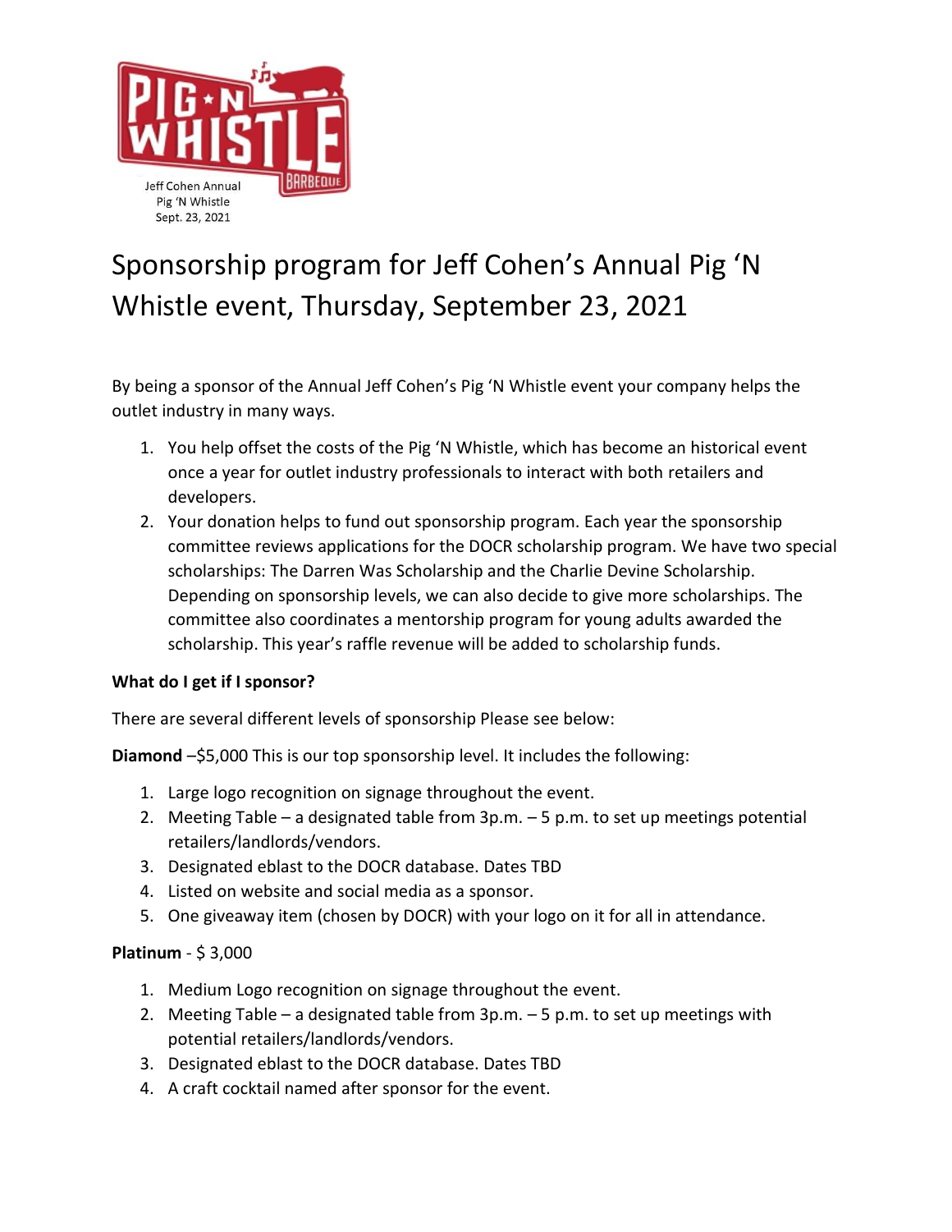Jeff Cohen Annual
Pig 'N Whistle
Sept. 23, 2021

# Sponsorship program for Jeff Cohen's Annual Pig 'N Whistle event, Thursday, September 23, 2021

By being a sponsor of the Annual Jeff Cohen's Pig 'N Whistle event your company helps the outlet industry in many ways.

1. You help offset the costs of the Pig 'N Whistle, which has become an historical event once a year for outlet industry professionals to interact with both retailers and developers.
2. Your donation helps to fund out sponsorship program. Each year the sponsorship committee reviews applications for the DOCR scholarship program. We have two special scholarships: The Darren Was Scholarship and the Charlie Devine Scholarship. Depending on sponsorship levels, we can also decide to give more scholarships. The committee also coordinates a mentorship program for young adults awarded the scholarship. This year's raffle revenue will be added to scholarship funds.

**What do I get if I sponsor?**

There are several different levels of sponsorship Please see below:

**Diamond** –$5,000 This is our top sponsorship level. It includes the following:

1. Large logo recognition on signage throughout the event.
2. Meeting Table – a designated table from 3p.m. – 5 p.m. to set up meetings potential retailers/landlords/vendors.
3. Designated eblast to the DOCR database. Dates TBD
4. Listed on website and social media as a sponsor.
5. One giveaway item (chosen by DOCR) with your logo on it for all in attendance.

**Platinum** - $ 3,000

1. Medium Logo recognition on signage throughout the event.
2. Meeting Table – a designated table from 3p.m. – 5 p.m. to set up meetings with potential retailers/landlords/vendors.
3. Designated eblast to the DOCR database. Dates TBD
4. A craft cocktail named after sponsor for the event.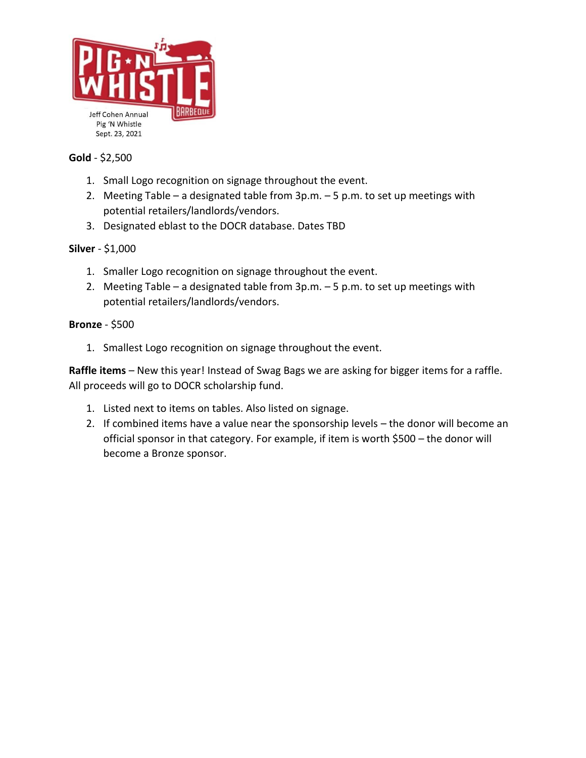PIG ★ N WHISTLE BARBEQUE

Jeff Cohen Annual
Pig 'N Whistle
Sept. 23, 2021

**Gold** - $2,500

1. Small Logo recognition on signage throughout the event.
2. Meeting Table – a designated table from 3p.m. – 5 p.m. to set up meetings with potential retailers/landlords/vendors.
3. Designated eblast to the DOCR database. Dates TBD

**Silver** - $1,000

1. Smaller Logo recognition on signage throughout the event.
2. Meeting Table – a designated table from 3p.m. – 5 p.m. to set up meetings with potential retailers/landlords/vendors.

**Bronze** - $500

1. Smallest Logo recognition on signage throughout the event.

**Raffle items** – New this year! Instead of Swag Bags we are asking for bigger items for a raffle. All proceeds will go to DOCR scholarship fund.

1. Listed next to items on tables. Also listed on signage.
2. If combined items have a value near the sponsorship levels – the donor will become an official sponsor in that category. For example, if item is worth $500 – the donor will become a Bronze sponsor.